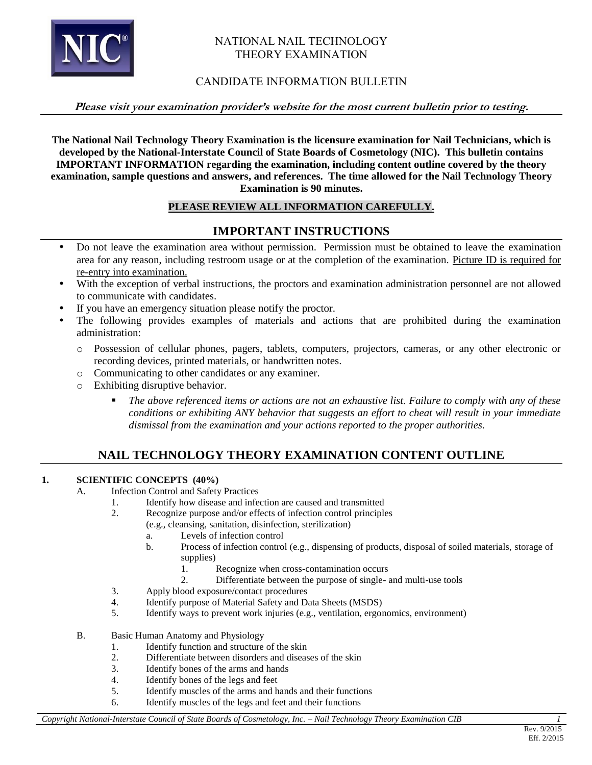# NATIONAL NAIL TECHNOLOGY THEORY EXAMINATION

## CANDIDATE INFORMATION BULLETIN

***Please visit your examination provider's website for the most current bulletin prior to testing.***

**The National Nail Technology Theory Examination is the licensure examination for Nail Technicians, which is developed by the National-Interstate Council of State Boards of Cosmetology (NIC). This bulletin contains IMPORTANT INFORMATION regarding the examination, including content outline covered by the theory examination, sample questions and answers, and references. The time allowed for the Nail Technology Theory Examination is 90 minutes.**

**PLEASE REVIEW ALL INFORMATION CAREFULLY.**

## IMPORTANT INSTRUCTIONS

- Do not leave the examination area without permission. Permission must be obtained to leave the examination area for any reason, including restroom usage or at the completion of the examination. Picture ID is required for re-entry into examination.
- With the exception of verbal instructions, the proctors and examination administration personnel are not allowed to communicate with candidates.
- If you have an emergency situation please notify the proctor.
- The following provides examples of materials and actions that are prohibited during the examination administration:
  - Possession of cellular phones, pagers, tablets, computers, projectors, cameras, or any other electronic or recording devices, printed materials, or handwritten notes.
  - Communicating to other candidates or any examiner.
  - Exhibiting disruptive behavior.
    - *The above referenced items or actions are not an exhaustive list. Failure to comply with any of these conditions or exhibiting ANY behavior that suggests an effort to cheat will result in your immediate dismissal from the examination and your actions reported to the proper authorities.*

## NAIL TECHNOLOGY THEORY EXAMINATION CONTENT OUTLINE

**1. SCIENTIFIC CONCEPTS (40%)**

A. Infection Control and Safety Practices
   1. Identify how disease and infection are caused and transmitted
   2. Recognize purpose and/or effects of infection control principles (e.g., cleansing, sanitation, disinfection, sterilization)
      a. Levels of infection control
      b. Process of infection control (e.g., dispensing of products, disposal of soiled materials, storage of supplies)
         1. Recognize when cross-contamination occurs
         2. Differentiate between the purpose of single- and multi-use tools
   3. Apply blood exposure/contact procedures
   4. Identify purpose of Material Safety and Data Sheets (MSDS)
   5. Identify ways to prevent work injuries (e.g., ventilation, ergonomics, environment)

B. Basic Human Anatomy and Physiology
   1. Identify function and structure of the skin
   2. Differentiate between disorders and diseases of the skin
   3. Identify bones of the arms and hands
   4. Identify bones of the legs and feet
   5. Identify muscles of the arms and hands and their functions
   6. Identify muscles of the legs and feet and their functions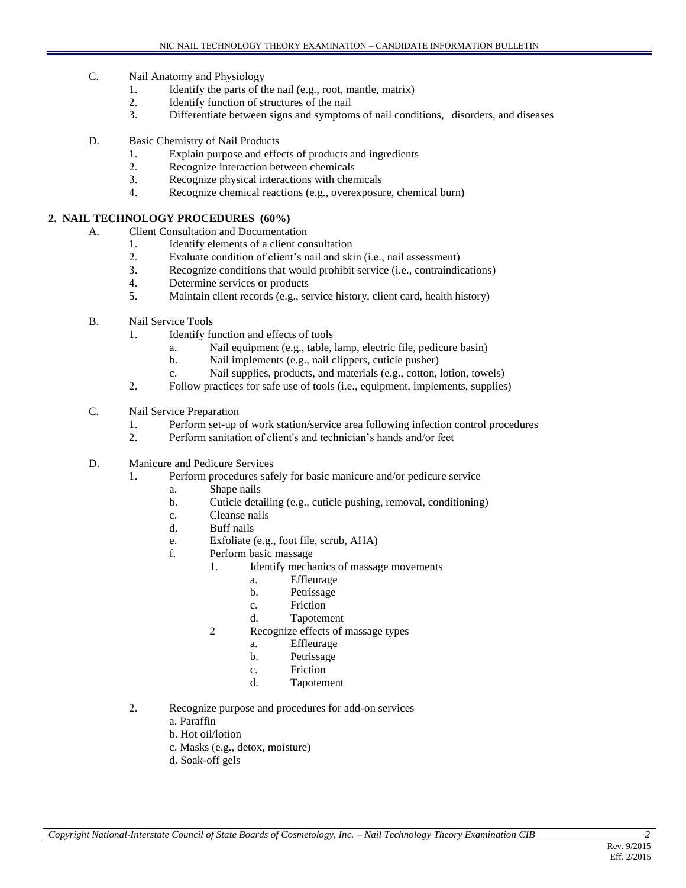C. Nail Anatomy and Physiology
   1. Identify the parts of the nail (e.g., root, mantle, matrix)
   2. Identify function of structures of the nail
   3. Differentiate between signs and symptoms of nail conditions, disorders, and diseases

D. Basic Chemistry of Nail Products
   1. Explain purpose and effects of products and ingredients
   2. Recognize interaction between chemicals
   3. Recognize physical interactions with chemicals
   4. Recognize chemical reactions (e.g., overexposure, chemical burn)

## 2. NAIL TECHNOLOGY PROCEDURES (60%)

A. Client Consultation and Documentation
   1. Identify elements of a client consultation
   2. Evaluate condition of client's nail and skin (i.e., nail assessment)
   3. Recognize conditions that would prohibit service (i.e., contraindications)
   4. Determine services or products
   5. Maintain client records (e.g., service history, client card, health history)

B. Nail Service Tools
   1. Identify function and effects of tools
      a. Nail equipment (e.g., table, lamp, electric file, pedicure basin)
      b. Nail implements (e.g., nail clippers, cuticle pusher)
      c. Nail supplies, products, and materials (e.g., cotton, lotion, towels)
   2. Follow practices for safe use of tools (i.e., equipment, implements, supplies)

C. Nail Service Preparation
   1. Perform set-up of work station/service area following infection control procedures
   2. Perform sanitation of client's and technician's hands and/or feet

D. Manicure and Pedicure Services
   1. Perform procedures safely for basic manicure and/or pedicure service
      a. Shape nails
      b. Cuticle detailing (e.g., cuticle pushing, removal, conditioning)
      c. Cleanse nails
      d. Buff nails
      e. Exfoliate (e.g., foot file, scrub, AHA)
      f. Perform basic massage
         1. Identify mechanics of massage movements
            a. Effleurage
            b. Petrissage
            c. Friction
            d. Tapotement
         2 Recognize effects of massage types
            a. Effleurage
            b. Petrissage
            c. Friction
            d. Tapotement
   2. Recognize purpose and procedures for add-on services
      a. Paraffin
      b. Hot oil/lotion
      c. Masks (e.g., detox, moisture)
      d. Soak-off gels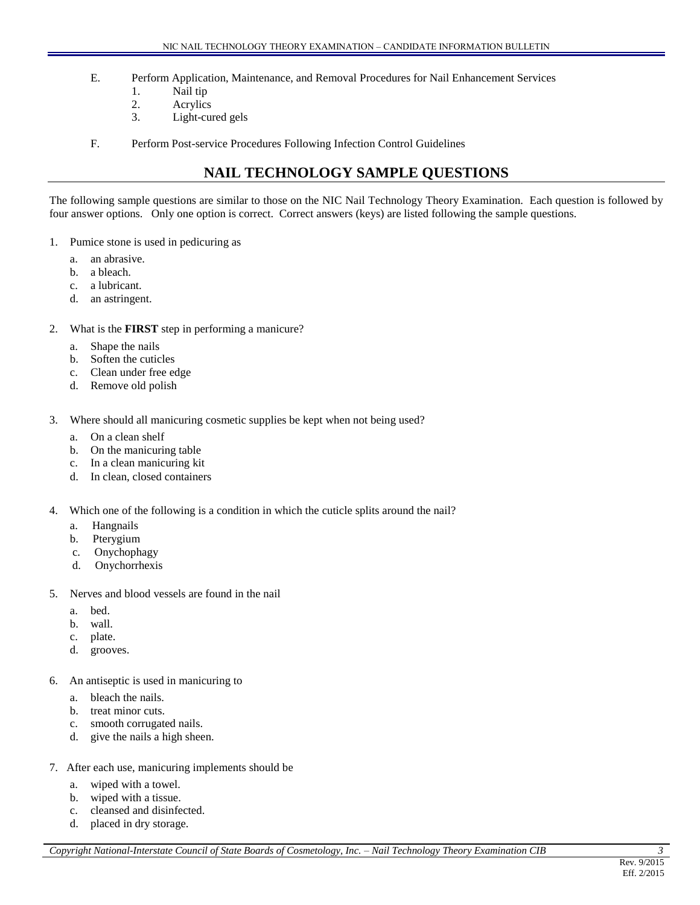E. Perform Application, Maintenance, and Removal Procedures for Nail Enhancement Services
   1. Nail tip
   2. Acrylics
   3. Light-cured gels

F. Perform Post-service Procedures Following Infection Control Guidelines

## NAIL TECHNOLOGY SAMPLE QUESTIONS

The following sample questions are similar to those on the NIC Nail Technology Theory Examination. Each question is followed by four answer options. Only one option is correct. Correct answers (keys) are listed following the sample questions.

1. Pumice stone is used in pedicuring as
   a. an abrasive.
   b. a bleach.
   c. a lubricant.
   d. an astringent.

2. What is the **FIRST** step in performing a manicure?
   a. Shape the nails
   b. Soften the cuticles
   c. Clean under free edge
   d. Remove old polish

3. Where should all manicuring cosmetic supplies be kept when not being used?
   a. On a clean shelf
   b. On the manicuring table
   c. In a clean manicuring kit
   d. In clean, closed containers

4. Which one of the following is a condition in which the cuticle splits around the nail?
   a. Hangnails
   b. Pterygium
   c. Onychophagy
   d. Onychorrhexis

5. Nerves and blood vessels are found in the nail
   a. bed.
   b. wall.
   c. plate.
   d. grooves.

6. An antiseptic is used in manicuring to
   a. bleach the nails.
   b. treat minor cuts.
   c. smooth corrugated nails.
   d. give the nails a high sheen.

7. After each use, manicuring implements should be
   a. wiped with a towel.
   b. wiped with a tissue.
   c. cleansed and disinfected.
   d. placed in dry storage.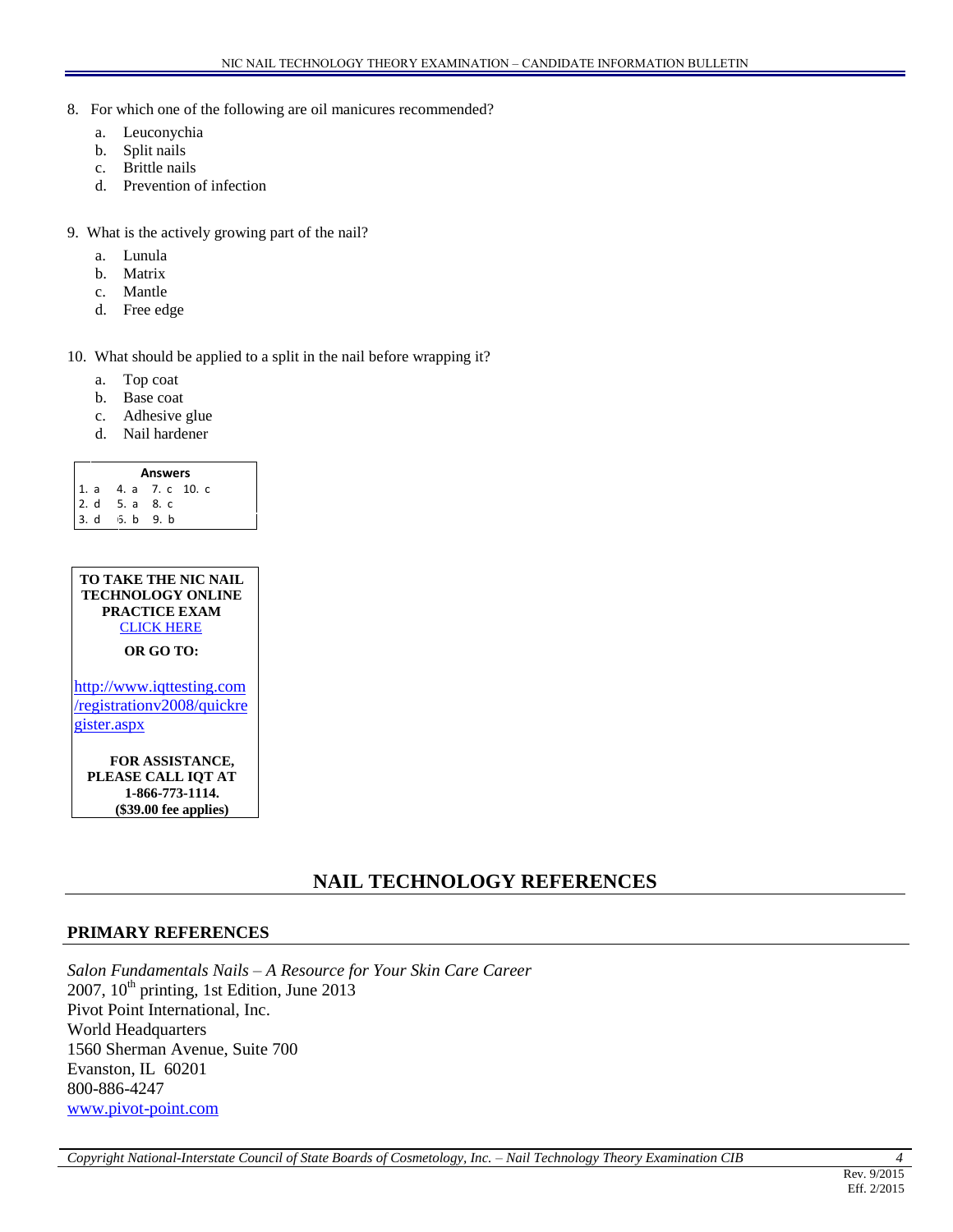8. For which one of the following are oil manicures recommended?
   a. Leuconychia
   b. Split nails
   c. Brittle nails
   d. Prevention of infection

9. What is the actively growing part of the nail?
   a. Lunula
   b. Matrix
   c. Mantle
   d. Free edge

10. What should be applied to a split in the nail before wrapping it?
    a. Top coat
    b. Base coat
    c. Adhesive glue
    d. Nail hardener

| Answers | | | |
|---|---|---|---|
| 1. a | 4. a | 7. c | 10. c |
| 2. d | 5. a | 8. c | |
| 3. d | 6. b | 9. b | |

**TO TAKE THE NIC NAIL TECHNOLOGY ONLINE PRACTICE EXAM**
[CLICK HERE]

**OR GO TO:**

http://www.iqttesting.com/registrationv2008/quickregister.aspx

**FOR ASSISTANCE, PLEASE CALL IQT AT 1-866-773-1114. ($39.00 fee applies)**

## NAIL TECHNOLOGY REFERENCES

### PRIMARY REFERENCES

*Salon Fundamentals Nails – A Resource for Your Skin Care Career*
2007, 10th printing, 1st Edition, June 2013
Pivot Point International, Inc.
World Headquarters
1560 Sherman Avenue, Suite 700
Evanston, IL 60201
800-886-4247
www.pivot-point.com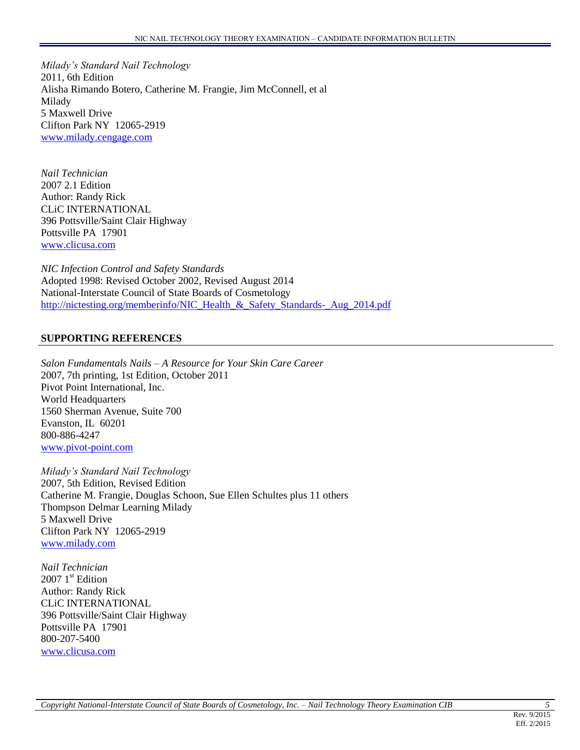*Milady's Standard Nail Technology*
2011, 6th Edition
Alisha Rimando Botero, Catherine M. Frangie, Jim McConnell, et al
Milady
5 Maxwell Drive
Clifton Park NY 12065-2919
www.milady.cengage.com

*Nail Technician*
2007 2.1 Edition
Author: Randy Rick
CLiC INTERNATIONAL
396 Pottsville/Saint Clair Highway
Pottsville PA 17901
www.clicusa.com

*NIC Infection Control and Safety Standards*
Adopted 1998: Revised October 2002, Revised August 2014
National-Interstate Council of State Boards of Cosmetology
http://nictesting.org/memberinfo/NIC_Health_&_Safety_Standards-_Aug_2014.pdf

## SUPPORTING REFERENCES

*Salon Fundamentals Nails – A Resource for Your Skin Care Career*
2007, 7th printing, 1st Edition, October 2011
Pivot Point International, Inc.
World Headquarters
1560 Sherman Avenue, Suite 700
Evanston, IL 60201
800-886-4247
www.pivot-point.com

*Milady's Standard Nail Technology*
2007, 5th Edition, Revised Edition
Catherine M. Frangie, Douglas Schoon, Sue Ellen Schultes plus 11 others
Thompson Delmar Learning Milady
5 Maxwell Drive
Clifton Park NY 12065-2919
www.milady.com

*Nail Technician*
2007 1st Edition
Author: Randy Rick
CLiC INTERNATIONAL
396 Pottsville/Saint Clair Highway
Pottsville PA 17901
800-207-5400
www.clicusa.com